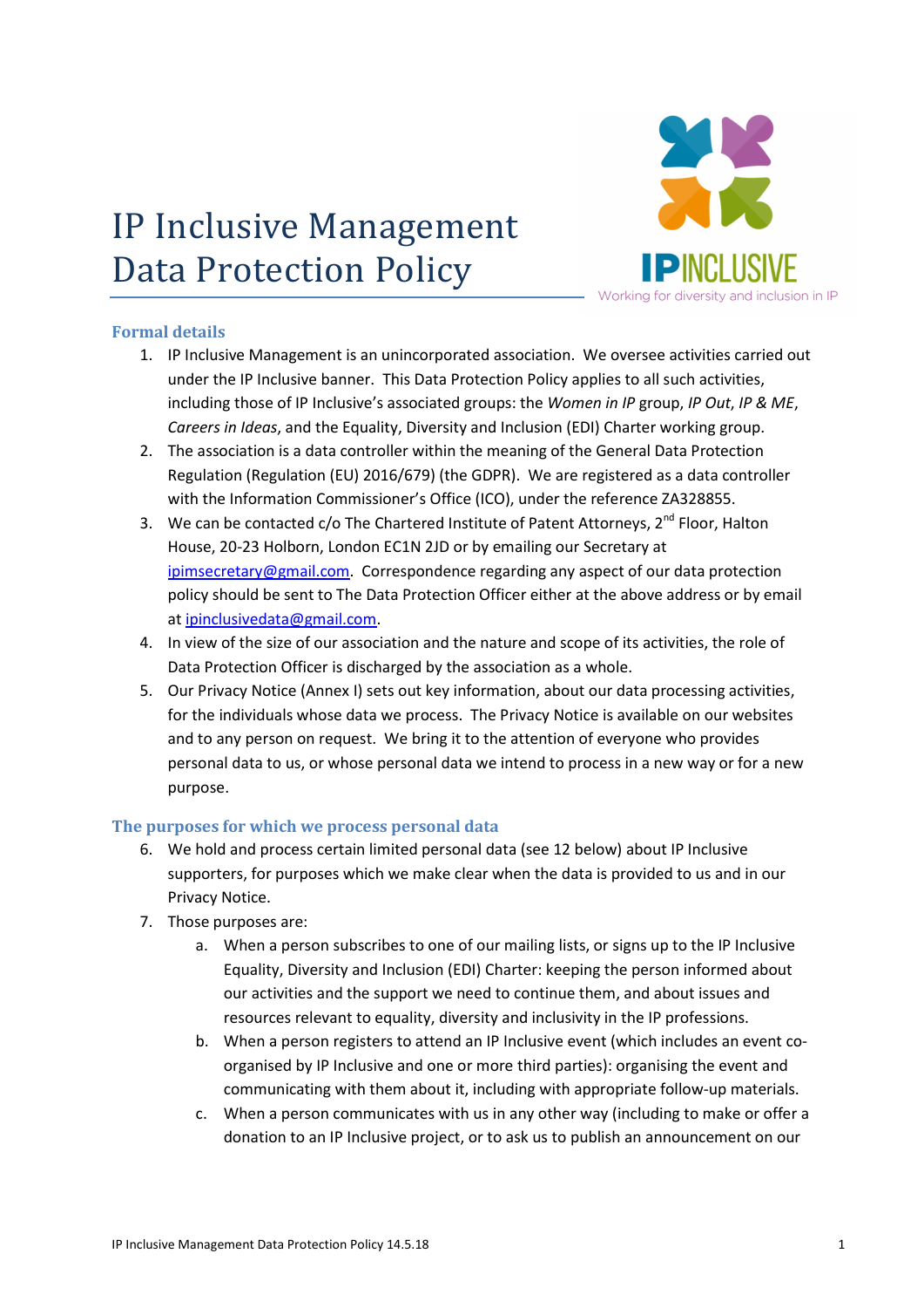# IP Inclusive Management Data Protection Policy

IPINCLUSIVE
Working for diversity and inclusion in IP

## Formal details

1. IP Inclusive Management is an unincorporated association. We oversee activities carried out under the IP Inclusive banner. This Data Protection Policy applies to all such activities, including those of IP Inclusive's associated groups: the *Women in IP* group, *IP Out*, *IP & ME*, *Careers in Ideas*, and the Equality, Diversity and Inclusion (EDI) Charter working group.
2. The association is a data controller within the meaning of the General Data Protection Regulation (Regulation (EU) 2016/679) (the GDPR). We are registered as a data controller with the Information Commissioner's Office (ICO), under the reference ZA328855.
3. We can be contacted c/o The Chartered Institute of Patent Attorneys, 2nd Floor, Halton House, 20-23 Holborn, London EC1N 2JD or by emailing our Secretary at [ipimsecretary@gmail.com](mailto:ipimsecretary@gmail.com). Correspondence regarding any aspect of our data protection policy should be sent to The Data Protection Officer either at the above address or by email at [ipinclusivedata@gmail.com](mailto:ipinclusivedata@gmail.com).
4. In view of the size of our association and the nature and scope of its activities, the role of Data Protection Officer is discharged by the association as a whole.
5. Our Privacy Notice (Annex I) sets out key information, about our data processing activities, for the individuals whose data we process. The Privacy Notice is available on our websites and to any person on request. We bring it to the attention of everyone who provides personal data to us, or whose personal data we intend to process in a new way or for a new purpose.

## The purposes for which we process personal data

6. We hold and process certain limited personal data (see 12 below) about IP Inclusive supporters, for purposes which we make clear when the data is provided to us and in our Privacy Notice.
7. Those purposes are:
   a. When a person subscribes to one of our mailing lists, or signs up to the IP Inclusive Equality, Diversity and Inclusion (EDI) Charter: keeping the person informed about our activities and the support we need to continue them, and about issues and resources relevant to equality, diversity and inclusivity in the IP professions.
   b. When a person registers to attend an IP Inclusive event (which includes an event co-organised by IP Inclusive and one or more third parties): organising the event and communicating with them about it, including with appropriate follow-up materials.
   c. When a person communicates with us in any other way (including to make or offer a donation to an IP Inclusive project, or to ask us to publish an announcement on our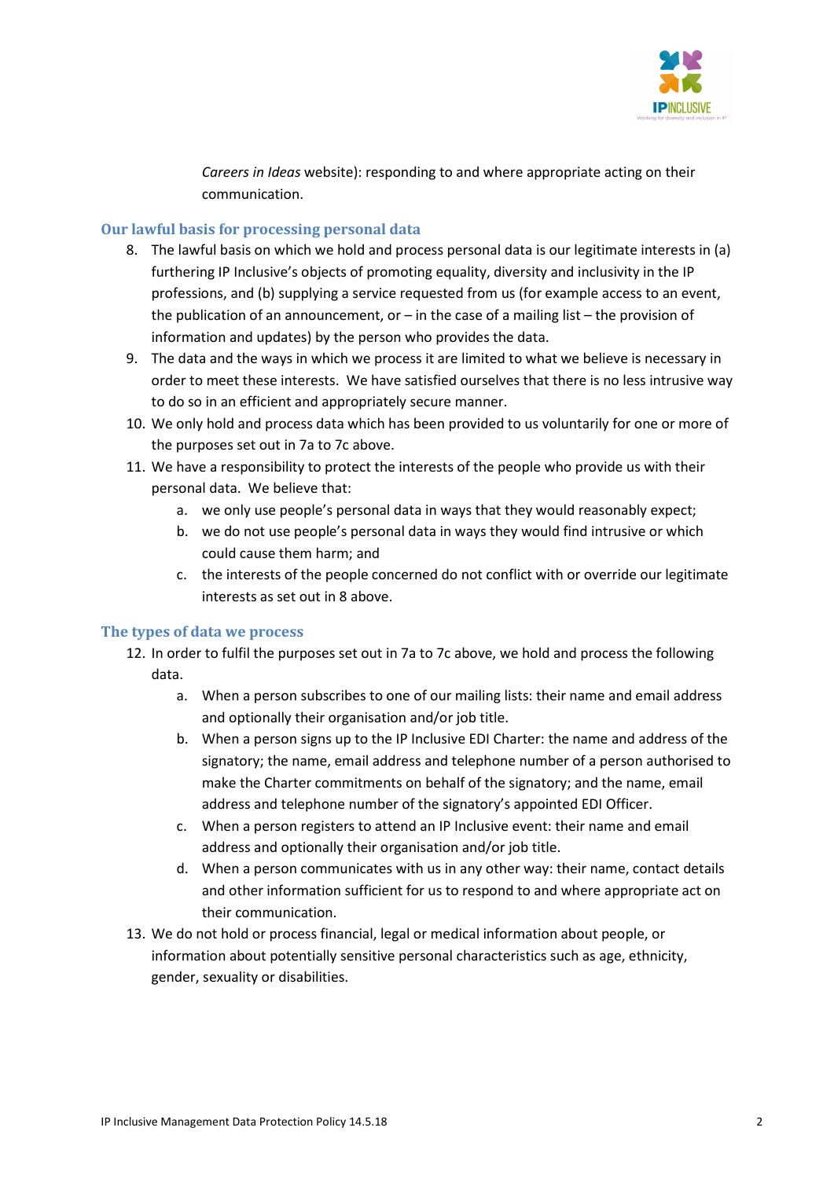*Careers in Ideas* website): responding to and where appropriate acting on their communication.

## Our lawful basis for processing personal data

8. The lawful basis on which we hold and process personal data is our legitimate interests in (a) furthering IP Inclusive's objects of promoting equality, diversity and inclusivity in the IP professions, and (b) supplying a service requested from us (for example access to an event, the publication of an announcement, or – in the case of a mailing list – the provision of information and updates) by the person who provides the data.
9. The data and the ways in which we process it are limited to what we believe is necessary in order to meet these interests. We have satisfied ourselves that there is no less intrusive way to do so in an efficient and appropriately secure manner.
10. We only hold and process data which has been provided to us voluntarily for one or more of the purposes set out in 7a to 7c above.
11. We have a responsibility to protect the interests of the people who provide us with their personal data. We believe that:
    a. we only use people's personal data in ways that they would reasonably expect;
    b. we do not use people's personal data in ways they would find intrusive or which could cause them harm; and
    c. the interests of the people concerned do not conflict with or override our legitimate interests as set out in 8 above.

## The types of data we process

12. In order to fulfil the purposes set out in 7a to 7c above, we hold and process the following data.
    a. When a person subscribes to one of our mailing lists: their name and email address and optionally their organisation and/or job title.
    b. When a person signs up to the IP Inclusive EDI Charter: the name and address of the signatory; the name, email address and telephone number of a person authorised to make the Charter commitments on behalf of the signatory; and the name, email address and telephone number of the signatory's appointed EDI Officer.
    c. When a person registers to attend an IP Inclusive event: their name and email address and optionally their organisation and/or job title.
    d. When a person communicates with us in any other way: their name, contact details and other information sufficient for us to respond to and where appropriate act on their communication.
13. We do not hold or process financial, legal or medical information about people, or information about potentially sensitive personal characteristics such as age, ethnicity, gender, sexuality or disabilities.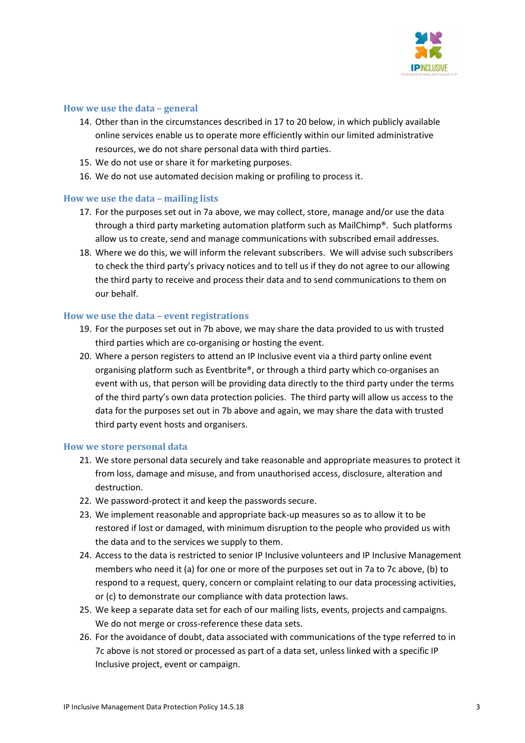### How we use the data – general

14. Other than in the circumstances described in 17 to 20 below, in which publicly available online services enable us to operate more efficiently within our limited administrative resources, we do not share personal data with third parties.
15. We do not use or share it for marketing purposes.
16. We do not use automated decision making or profiling to process it.

### How we use the data – mailing lists

17. For the purposes set out in 7a above, we may collect, store, manage and/or use the data through a third party marketing automation platform such as MailChimp®. Such platforms allow us to create, send and manage communications with subscribed email addresses.
18. Where we do this, we will inform the relevant subscribers. We will advise such subscribers to check the third party's privacy notices and to tell us if they do not agree to our allowing the third party to receive and process their data and to send communications to them on our behalf.

### How we use the data – event registrations

19. For the purposes set out in 7b above, we may share the data provided to us with trusted third parties which are co-organising or hosting the event.
20. Where a person registers to attend an IP Inclusive event via a third party online event organising platform such as Eventbrite®, or through a third party which co-organises an event with us, that person will be providing data directly to the third party under the terms of the third party's own data protection policies. The third party will allow us access to the data for the purposes set out in 7b above and again, we may share the data with trusted third party event hosts and organisers.

### How we store personal data

21. We store personal data securely and take reasonable and appropriate measures to protect it from loss, damage and misuse, and from unauthorised access, disclosure, alteration and destruction.
22. We password-protect it and keep the passwords secure.
23. We implement reasonable and appropriate back-up measures so as to allow it to be restored if lost or damaged, with minimum disruption to the people who provided us with the data and to the services we supply to them.
24. Access to the data is restricted to senior IP Inclusive volunteers and IP Inclusive Management members who need it (a) for one or more of the purposes set out in 7a to 7c above, (b) to respond to a request, query, concern or complaint relating to our data processing activities, or (c) to demonstrate our compliance with data protection laws.
25. We keep a separate data set for each of our mailing lists, events, projects and campaigns. We do not merge or cross-reference these data sets.
26. For the avoidance of doubt, data associated with communications of the type referred to in 7c above is not stored or processed as part of a data set, unless linked with a specific IP Inclusive project, event or campaign.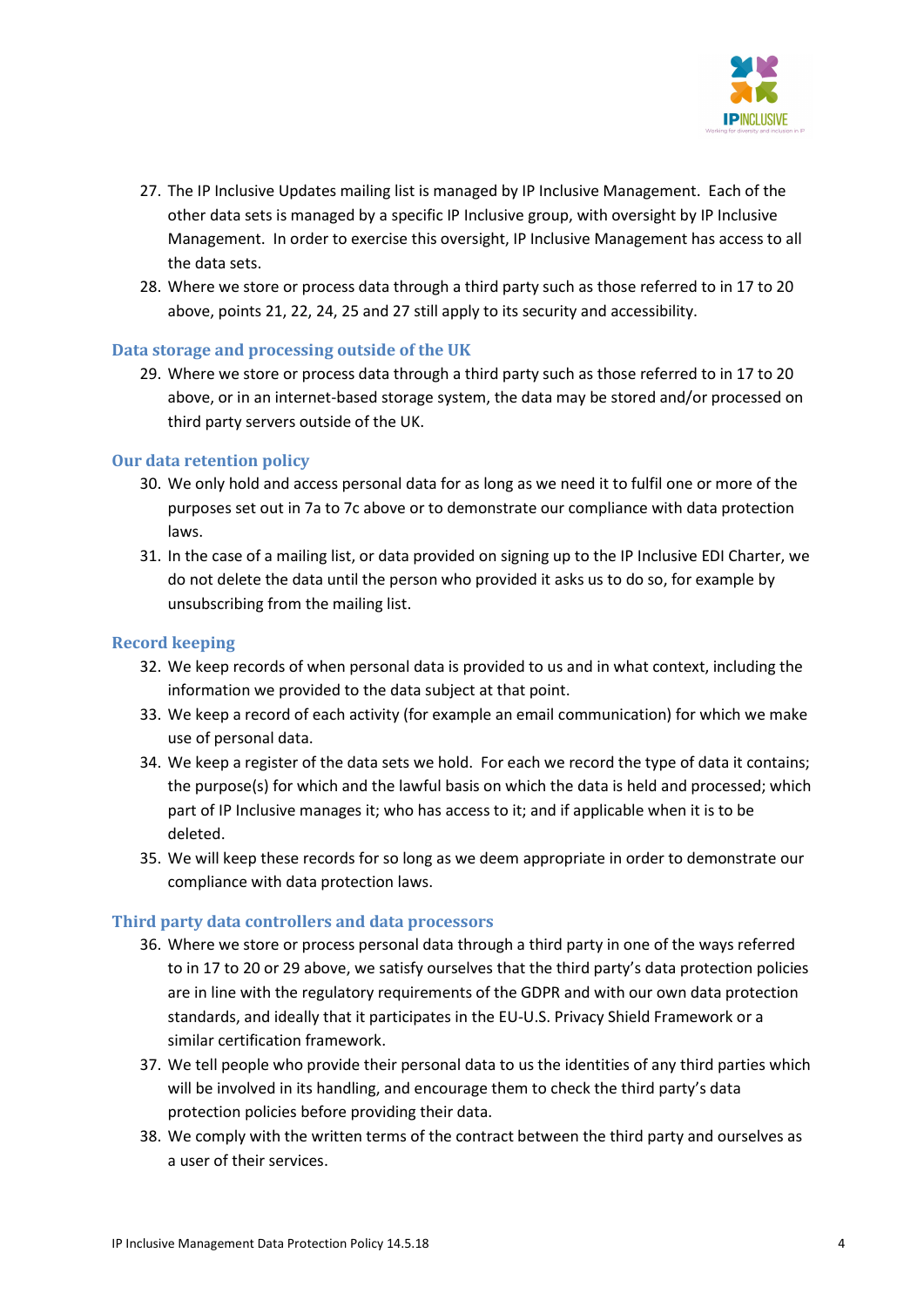27. The IP Inclusive Updates mailing list is managed by IP Inclusive Management. Each of the other data sets is managed by a specific IP Inclusive group, with oversight by IP Inclusive Management. In order to exercise this oversight, IP Inclusive Management has access to all the data sets.
28. Where we store or process data through a third party such as those referred to in 17 to 20 above, points 21, 22, 24, 25 and 27 still apply to its security and accessibility.

### Data storage and processing outside of the UK

29. Where we store or process data through a third party such as those referred to in 17 to 20 above, or in an internet-based storage system, the data may be stored and/or processed on third party servers outside of the UK.

### Our data retention policy

30. We only hold and access personal data for as long as we need it to fulfil one or more of the purposes set out in 7a to 7c above or to demonstrate our compliance with data protection laws.
31. In the case of a mailing list, or data provided on signing up to the IP Inclusive EDI Charter, we do not delete the data until the person who provided it asks us to do so, for example by unsubscribing from the mailing list.

### Record keeping

32. We keep records of when personal data is provided to us and in what context, including the information we provided to the data subject at that point.
33. We keep a record of each activity (for example an email communication) for which we make use of personal data.
34. We keep a register of the data sets we hold. For each we record the type of data it contains; the purpose(s) for which and the lawful basis on which the data is held and processed; which part of IP Inclusive manages it; who has access to it; and if applicable when it is to be deleted.
35. We will keep these records for so long as we deem appropriate in order to demonstrate our compliance with data protection laws.

### Third party data controllers and data processors

36. Where we store or process personal data through a third party in one of the ways referred to in 17 to 20 or 29 above, we satisfy ourselves that the third party's data protection policies are in line with the regulatory requirements of the GDPR and with our own data protection standards, and ideally that it participates in the EU-U.S. Privacy Shield Framework or a similar certification framework.
37. We tell people who provide their personal data to us the identities of any third parties which will be involved in its handling, and encourage them to check the third party's data protection policies before providing their data.
38. We comply with the written terms of the contract between the third party and ourselves as a user of their services.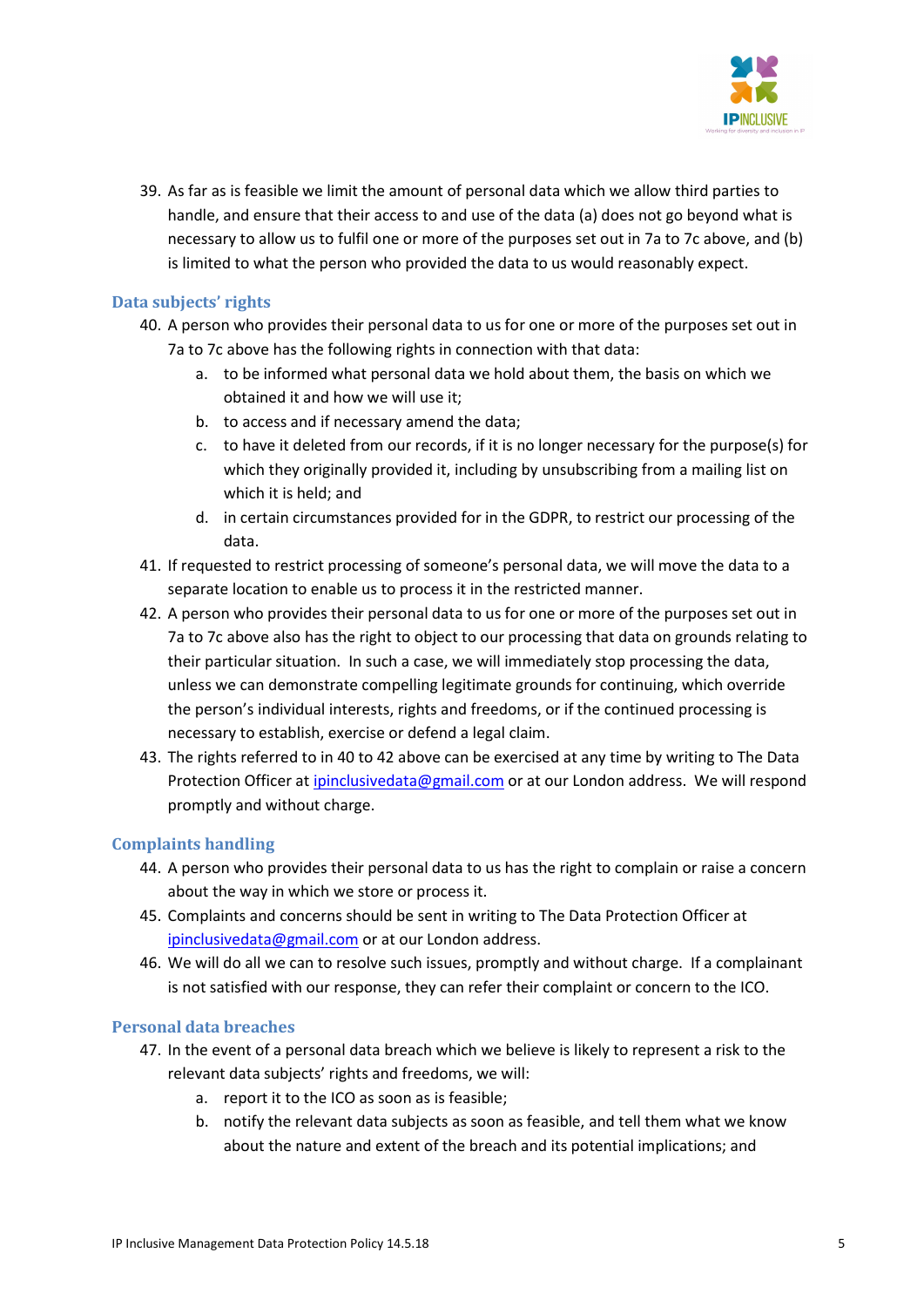39. As far as is feasible we limit the amount of personal data which we allow third parties to handle, and ensure that their access to and use of the data (a) does not go beyond what is necessary to allow us to fulfil one or more of the purposes set out in 7a to 7c above, and (b) is limited to what the person who provided the data to us would reasonably expect.

## Data subjects' rights

40. A person who provides their personal data to us for one or more of the purposes set out in 7a to 7c above has the following rights in connection with that data:
    a. to be informed what personal data we hold about them, the basis on which we obtained it and how we will use it;
    b. to access and if necessary amend the data;
    c. to have it deleted from our records, if it is no longer necessary for the purpose(s) for which they originally provided it, including by unsubscribing from a mailing list on which it is held; and
    d. in certain circumstances provided for in the GDPR, to restrict our processing of the data.
41. If requested to restrict processing of someone's personal data, we will move the data to a separate location to enable us to process it in the restricted manner.
42. A person who provides their personal data to us for one or more of the purposes set out in 7a to 7c above also has the right to object to our processing that data on grounds relating to their particular situation. In such a case, we will immediately stop processing the data, unless we can demonstrate compelling legitimate grounds for continuing, which override the person's individual interests, rights and freedoms, or if the continued processing is necessary to establish, exercise or defend a legal claim.
43. The rights referred to in 40 to 42 above can be exercised at any time by writing to The Data Protection Officer at ipinclusivedata@gmail.com or at our London address. We will respond promptly and without charge.

## Complaints handling

44. A person who provides their personal data to us has the right to complain or raise a concern about the way in which we store or process it.
45. Complaints and concerns should be sent in writing to The Data Protection Officer at ipinclusivedata@gmail.com or at our London address.
46. We will do all we can to resolve such issues, promptly and without charge. If a complainant is not satisfied with our response, they can refer their complaint or concern to the ICO.

## Personal data breaches

47. In the event of a personal data breach which we believe is likely to represent a risk to the relevant data subjects' rights and freedoms, we will:
    a. report it to the ICO as soon as is feasible;
    b. notify the relevant data subjects as soon as feasible, and tell them what we know about the nature and extent of the breach and its potential implications; and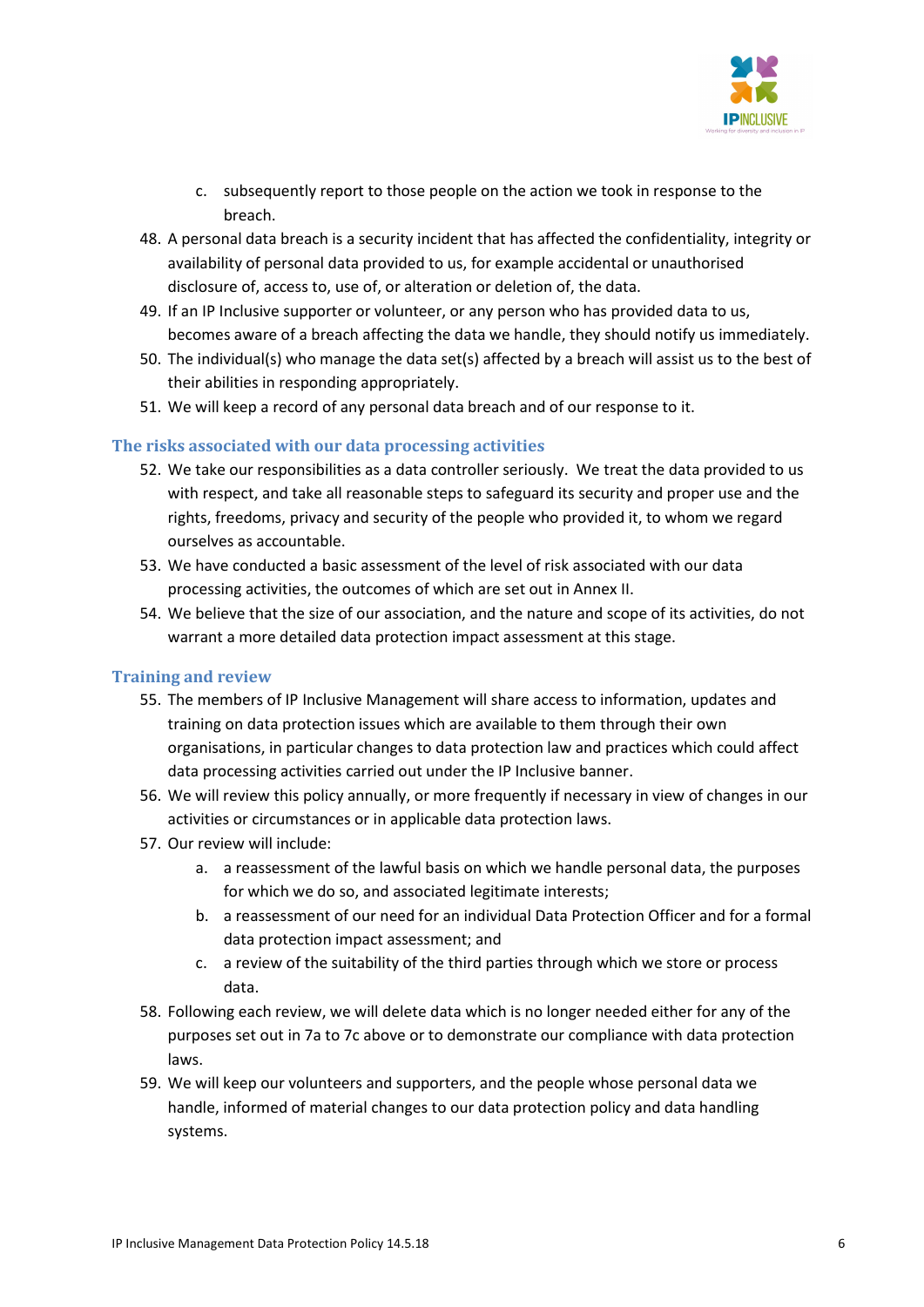c. subsequently report to those people on the action we took in response to the breach.

48. A personal data breach is a security incident that has affected the confidentiality, integrity or availability of personal data provided to us, for example accidental or unauthorised disclosure of, access to, use of, or alteration or deletion of, the data.
49. If an IP Inclusive supporter or volunteer, or any person who has provided data to us, becomes aware of a breach affecting the data we handle, they should notify us immediately.
50. The individual(s) who manage the data set(s) affected by a breach will assist us to the best of their abilities in responding appropriately.
51. We will keep a record of any personal data breach and of our response to it.

## The risks associated with our data processing activities

52. We take our responsibilities as a data controller seriously. We treat the data provided to us with respect, and take all reasonable steps to safeguard its security and proper use and the rights, freedoms, privacy and security of the people who provided it, to whom we regard ourselves as accountable.
53. We have conducted a basic assessment of the level of risk associated with our data processing activities, the outcomes of which are set out in Annex II.
54. We believe that the size of our association, and the nature and scope of its activities, do not warrant a more detailed data protection impact assessment at this stage.

## Training and review

55. The members of IP Inclusive Management will share access to information, updates and training on data protection issues which are available to them through their own organisations, in particular changes to data protection law and practices which could affect data processing activities carried out under the IP Inclusive banner.
56. We will review this policy annually, or more frequently if necessary in view of changes in our activities or circumstances or in applicable data protection laws.
57. Our review will include:
    a. a reassessment of the lawful basis on which we handle personal data, the purposes for which we do so, and associated legitimate interests;
    b. a reassessment of our need for an individual Data Protection Officer and for a formal data protection impact assessment; and
    c. a review of the suitability of the third parties through which we store or process data.
58. Following each review, we will delete data which is no longer needed either for any of the purposes set out in 7a to 7c above or to demonstrate our compliance with data protection laws.
59. We will keep our volunteers and supporters, and the people whose personal data we handle, informed of material changes to our data protection policy and data handling systems.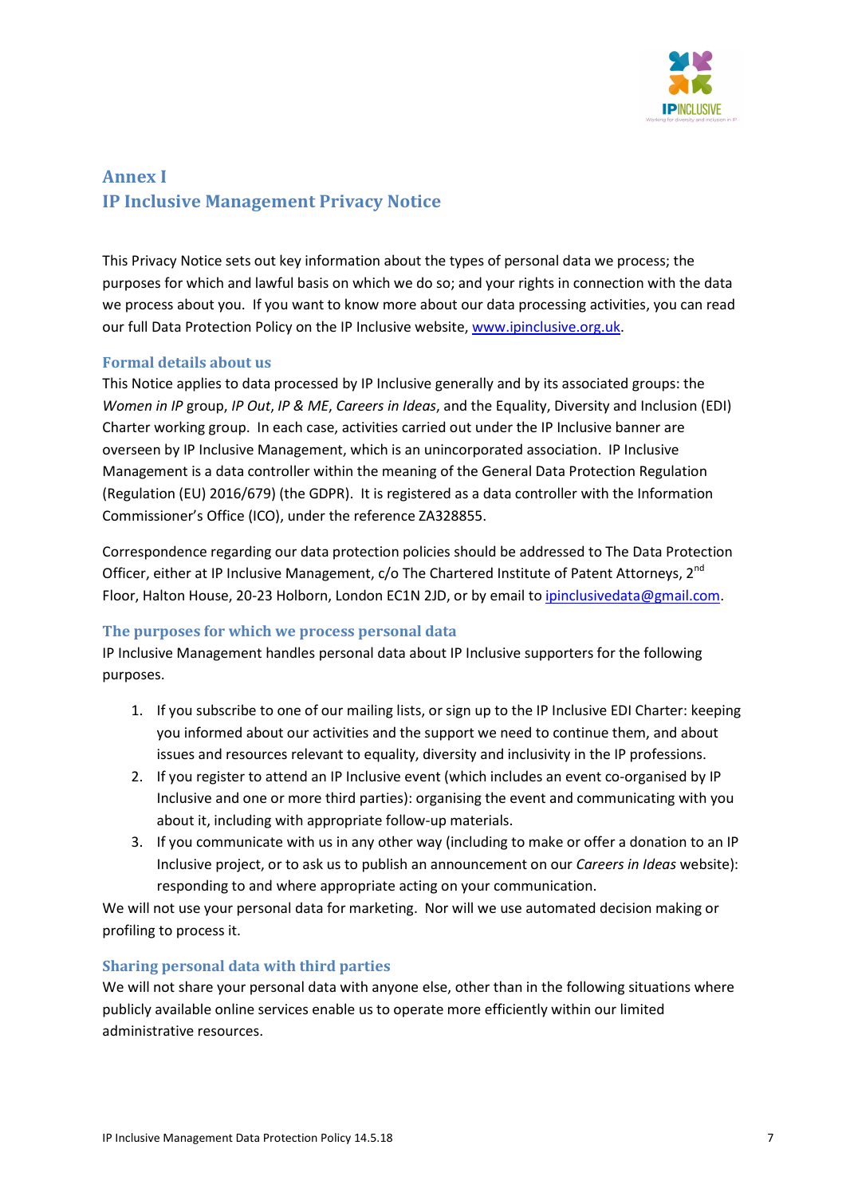## Annex I
## IP Inclusive Management Privacy Notice

This Privacy Notice sets out key information about the types of personal data we process; the purposes for which and lawful basis on which we do so; and your rights in connection with the data we process about you. If you want to know more about our data processing activities, you can read our full Data Protection Policy on the IP Inclusive website, [www.ipinclusive.org.uk](http://www.ipinclusive.org.uk).

### Formal details about us

This Notice applies to data processed by IP Inclusive generally and by its associated groups: the *Women in IP* group, *IP Out*, *IP & ME*, *Careers in Ideas*, and the Equality, Diversity and Inclusion (EDI) Charter working group. In each case, activities carried out under the IP Inclusive banner are overseen by IP Inclusive Management, which is an unincorporated association. IP Inclusive Management is a data controller within the meaning of the General Data Protection Regulation (Regulation (EU) 2016/679) (the GDPR). It is registered as a data controller with the Information Commissioner's Office (ICO), under the reference ZA328855.

Correspondence regarding our data protection policies should be addressed to The Data Protection Officer, either at IP Inclusive Management, c/o The Chartered Institute of Patent Attorneys, 2nd Floor, Halton House, 20-23 Holborn, London EC1N 2JD, or by email to [ipinclusivedata@gmail.com](mailto:ipinclusivedata@gmail.com).

### The purposes for which we process personal data

IP Inclusive Management handles personal data about IP Inclusive supporters for the following purposes.

1. If you subscribe to one of our mailing lists, or sign up to the IP Inclusive EDI Charter: keeping you informed about our activities and the support we need to continue them, and about issues and resources relevant to equality, diversity and inclusivity in the IP professions.
2. If you register to attend an IP Inclusive event (which includes an event co-organised by IP Inclusive and one or more third parties): organising the event and communicating with you about it, including with appropriate follow-up materials.
3. If you communicate with us in any other way (including to make or offer a donation to an IP Inclusive project, or to ask us to publish an announcement on our *Careers in Ideas* website): responding to and where appropriate acting on your communication.

We will not use your personal data for marketing. Nor will we use automated decision making or profiling to process it.

### Sharing personal data with third parties

We will not share your personal data with anyone else, other than in the following situations where publicly available online services enable us to operate more efficiently within our limited administrative resources.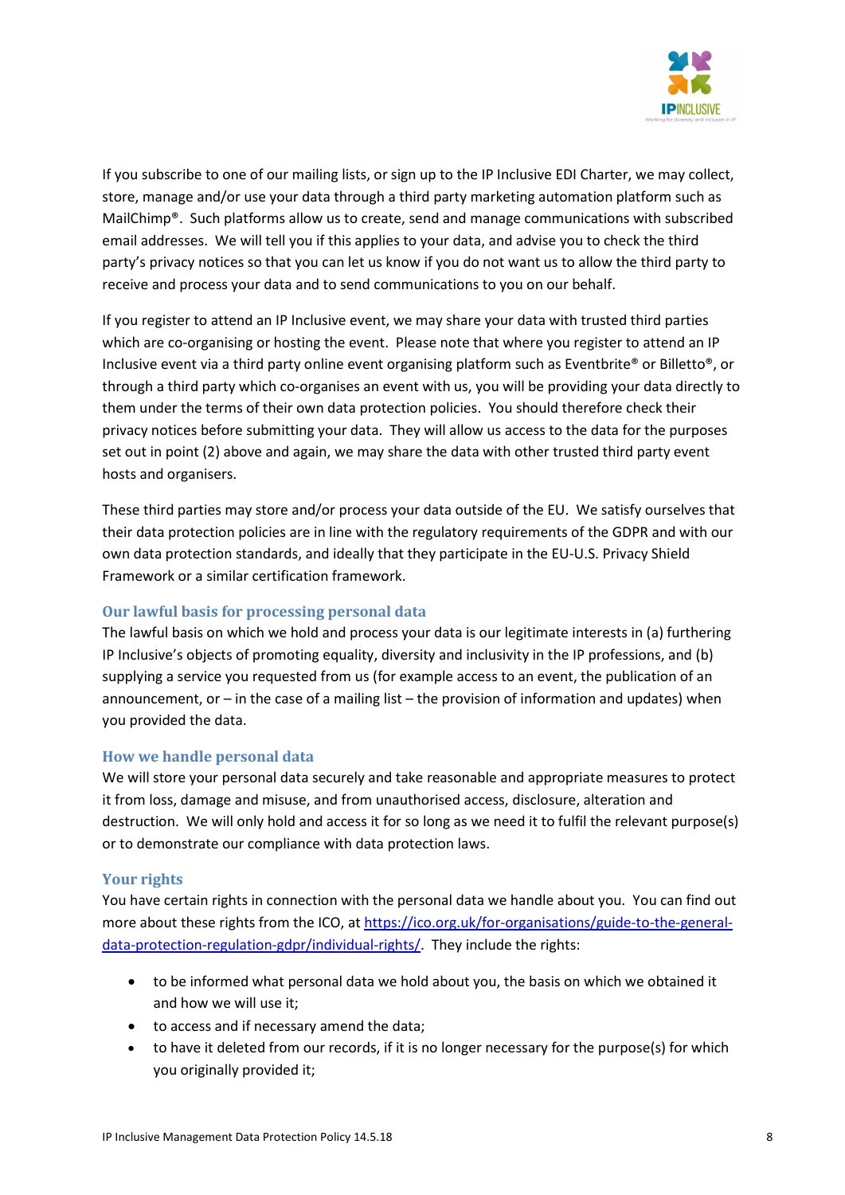If you subscribe to one of our mailing lists, or sign up to the IP Inclusive EDI Charter, we may collect, store, manage and/or use your data through a third party marketing automation platform such as MailChimp®. Such platforms allow us to create, send and manage communications with subscribed email addresses. We will tell you if this applies to your data, and advise you to check the third party's privacy notices so that you can let us know if you do not want us to allow the third party to receive and process your data and to send communications to you on our behalf.

If you register to attend an IP Inclusive event, we may share your data with trusted third parties which are co-organising or hosting the event. Please note that where you register to attend an IP Inclusive event via a third party online event organising platform such as Eventbrite® or Billetto®, or through a third party which co-organises an event with us, you will be providing your data directly to them under the terms of their own data protection policies. You should therefore check their privacy notices before submitting your data. They will allow us access to the data for the purposes set out in point (2) above and again, we may share the data with other trusted third party event hosts and organisers.

These third parties may store and/or process your data outside of the EU. We satisfy ourselves that their data protection policies are in line with the regulatory requirements of the GDPR and with our own data protection standards, and ideally that they participate in the EU-U.S. Privacy Shield Framework or a similar certification framework.

### Our lawful basis for processing personal data

The lawful basis on which we hold and process your data is our legitimate interests in (a) furthering IP Inclusive's objects of promoting equality, diversity and inclusivity in the IP professions, and (b) supplying a service you requested from us (for example access to an event, the publication of an announcement, or – in the case of a mailing list – the provision of information and updates) when you provided the data.

### How we handle personal data

We will store your personal data securely and take reasonable and appropriate measures to protect it from loss, damage and misuse, and from unauthorised access, disclosure, alteration and destruction. We will only hold and access it for so long as we need it to fulfil the relevant purpose(s) or to demonstrate our compliance with data protection laws.

### Your rights

You have certain rights in connection with the personal data we handle about you. You can find out more about these rights from the ICO, at https://ico.org.uk/for-organisations/guide-to-the-general-data-protection-regulation-gdpr/individual-rights/. They include the rights:

- to be informed what personal data we hold about you, the basis on which we obtained it and how we will use it;
- to access and if necessary amend the data;
- to have it deleted from our records, if it is no longer necessary for the purpose(s) for which you originally provided it;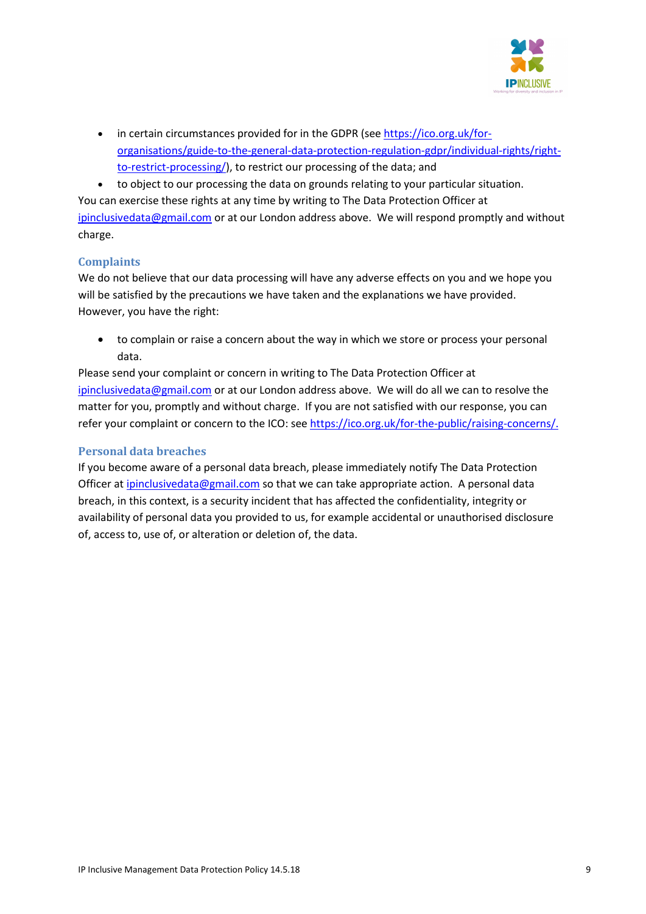- in certain circumstances provided for in the GDPR (see https://ico.org.uk/for-organisations/guide-to-the-general-data-protection-regulation-gdpr/individual-rights/right-to-restrict-processing/), to restrict our processing of the data; and
- to object to our processing the data on grounds relating to your particular situation.

You can exercise these rights at any time by writing to The Data Protection Officer at ipinclusivedata@gmail.com or at our London address above. We will respond promptly and without charge.

## Complaints

We do not believe that our data processing will have any adverse effects on you and we hope you will be satisfied by the precautions we have taken and the explanations we have provided. However, you have the right:

- to complain or raise a concern about the way in which we store or process your personal data.

Please send your complaint or concern in writing to The Data Protection Officer at ipinclusivedata@gmail.com or at our London address above. We will do all we can to resolve the matter for you, promptly and without charge. If you are not satisfied with our response, you can refer your complaint or concern to the ICO: see https://ico.org.uk/for-the-public/raising-concerns/.

## Personal data breaches

If you become aware of a personal data breach, please immediately notify The Data Protection Officer at ipinclusivedata@gmail.com so that we can take appropriate action. A personal data breach, in this context, is a security incident that has affected the confidentiality, integrity or availability of personal data you provided to us, for example accidental or unauthorised disclosure of, access to, use of, or alteration or deletion of, the data.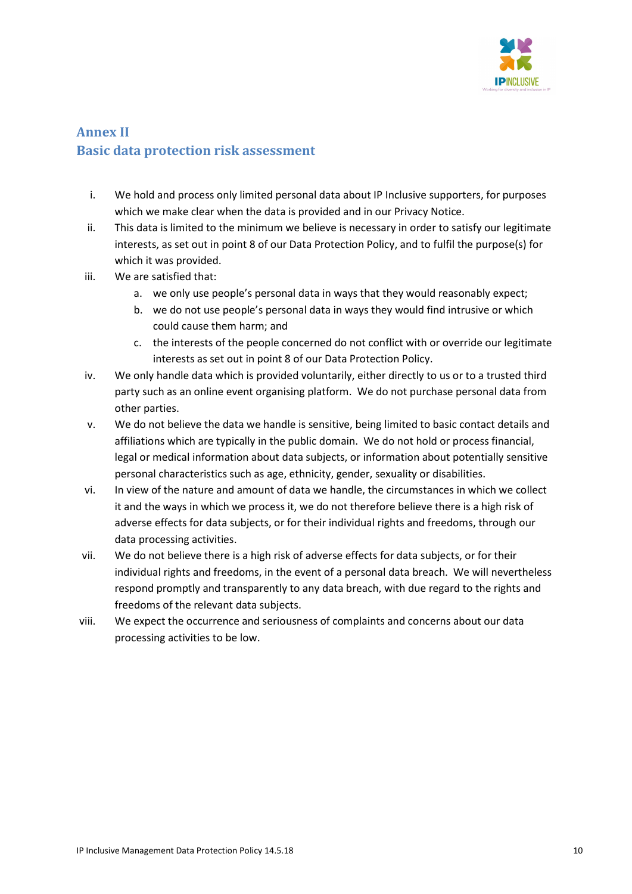## Annex II
## Basic data protection risk assessment

i. We hold and process only limited personal data about IP Inclusive supporters, for purposes which we make clear when the data is provided and in our Privacy Notice.

ii. This data is limited to the minimum we believe is necessary in order to satisfy our legitimate interests, as set out in point 8 of our Data Protection Policy, and to fulfil the purpose(s) for which it was provided.

iii. We are satisfied that:

   a. we only use people's personal data in ways that they would reasonably expect;

   b. we do not use people's personal data in ways they would find intrusive or which could cause them harm; and

   c. the interests of the people concerned do not conflict with or override our legitimate interests as set out in point 8 of our Data Protection Policy.

iv. We only handle data which is provided voluntarily, either directly to us or to a trusted third party such as an online event organising platform. We do not purchase personal data from other parties.

v. We do not believe the data we handle is sensitive, being limited to basic contact details and affiliations which are typically in the public domain. We do not hold or process financial, legal or medical information about data subjects, or information about potentially sensitive personal characteristics such as age, ethnicity, gender, sexuality or disabilities.

vi. In view of the nature and amount of data we handle, the circumstances in which we collect it and the ways in which we process it, we do not therefore believe there is a high risk of adverse effects for data subjects, or for their individual rights and freedoms, through our data processing activities.

vii. We do not believe there is a high risk of adverse effects for data subjects, or for their individual rights and freedoms, in the event of a personal data breach. We will nevertheless respond promptly and transparently to any data breach, with due regard to the rights and freedoms of the relevant data subjects.

viii. We expect the occurrence and seriousness of complaints and concerns about our data processing activities to be low.